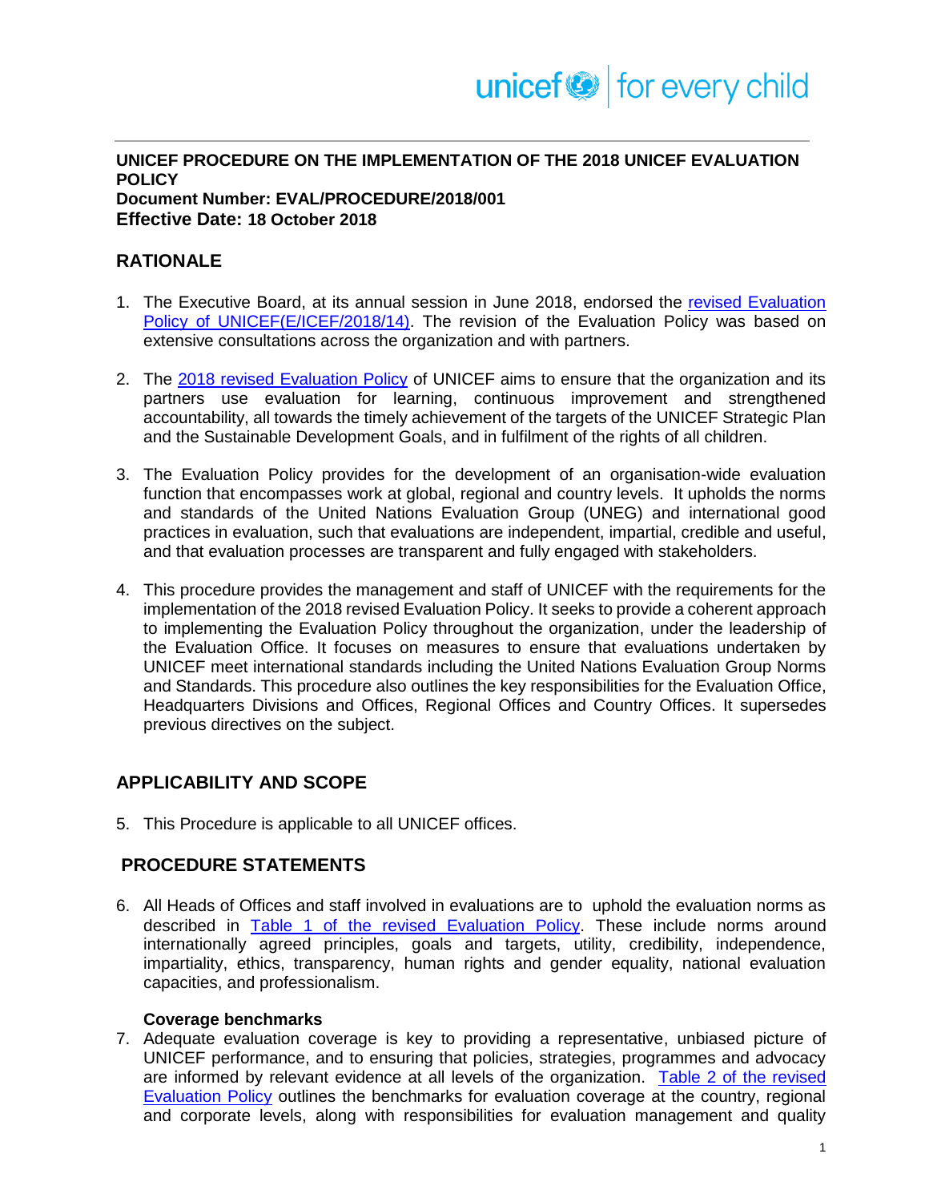**UNICEF PROCEDURE ON THE IMPLEMENTATION OF THE 2018 UNICEF EVALUATION POLICY**
**Document Number: EVAL/PROCEDURE/2018/001**
**Effective Date: 18 October 2018**

## RATIONALE

1. The Executive Board, at its annual session in June 2018, endorsed the revised Evaluation Policy of UNICEF(E/ICEF/2018/14). The revision of the Evaluation Policy was based on extensive consultations across the organization and with partners.

2. The 2018 revised Evaluation Policy of UNICEF aims to ensure that the organization and its partners use evaluation for learning, continuous improvement and strengthened accountability, all towards the timely achievement of the targets of the UNICEF Strategic Plan and the Sustainable Development Goals, and in fulfilment of the rights of all children.

3. The Evaluation Policy provides for the development of an organisation-wide evaluation function that encompasses work at global, regional and country levels. It upholds the norms and standards of the United Nations Evaluation Group (UNEG) and international good practices in evaluation, such that evaluations are independent, impartial, credible and useful, and that evaluation processes are transparent and fully engaged with stakeholders.

4. This procedure provides the management and staff of UNICEF with the requirements for the implementation of the 2018 revised Evaluation Policy. It seeks to provide a coherent approach to implementing the Evaluation Policy throughout the organization, under the leadership of the Evaluation Office. It focuses on measures to ensure that evaluations undertaken by UNICEF meet international standards including the United Nations Evaluation Group Norms and Standards. This procedure also outlines the key responsibilities for the Evaluation Office, Headquarters Divisions and Offices, Regional Offices and Country Offices. It supersedes previous directives on the subject.

## APPLICABILITY AND SCOPE

5. This Procedure is applicable to all UNICEF offices.

## PROCEDURE STATEMENTS

6. All Heads of Offices and staff involved in evaluations are to uphold the evaluation norms as described in Table 1 of the revised Evaluation Policy. These include norms around internationally agreed principles, goals and targets, utility, credibility, independence, impartiality, ethics, transparency, human rights and gender equality, national evaluation capacities, and professionalism.

**Coverage benchmarks**

7. Adequate evaluation coverage is key to providing a representative, unbiased picture of UNICEF performance, and to ensuring that policies, strategies, programmes and advocacy are informed by relevant evidence at all levels of the organization. Table 2 of the revised Evaluation Policy outlines the benchmarks for evaluation coverage at the country, regional and corporate levels, along with responsibilities for evaluation management and quality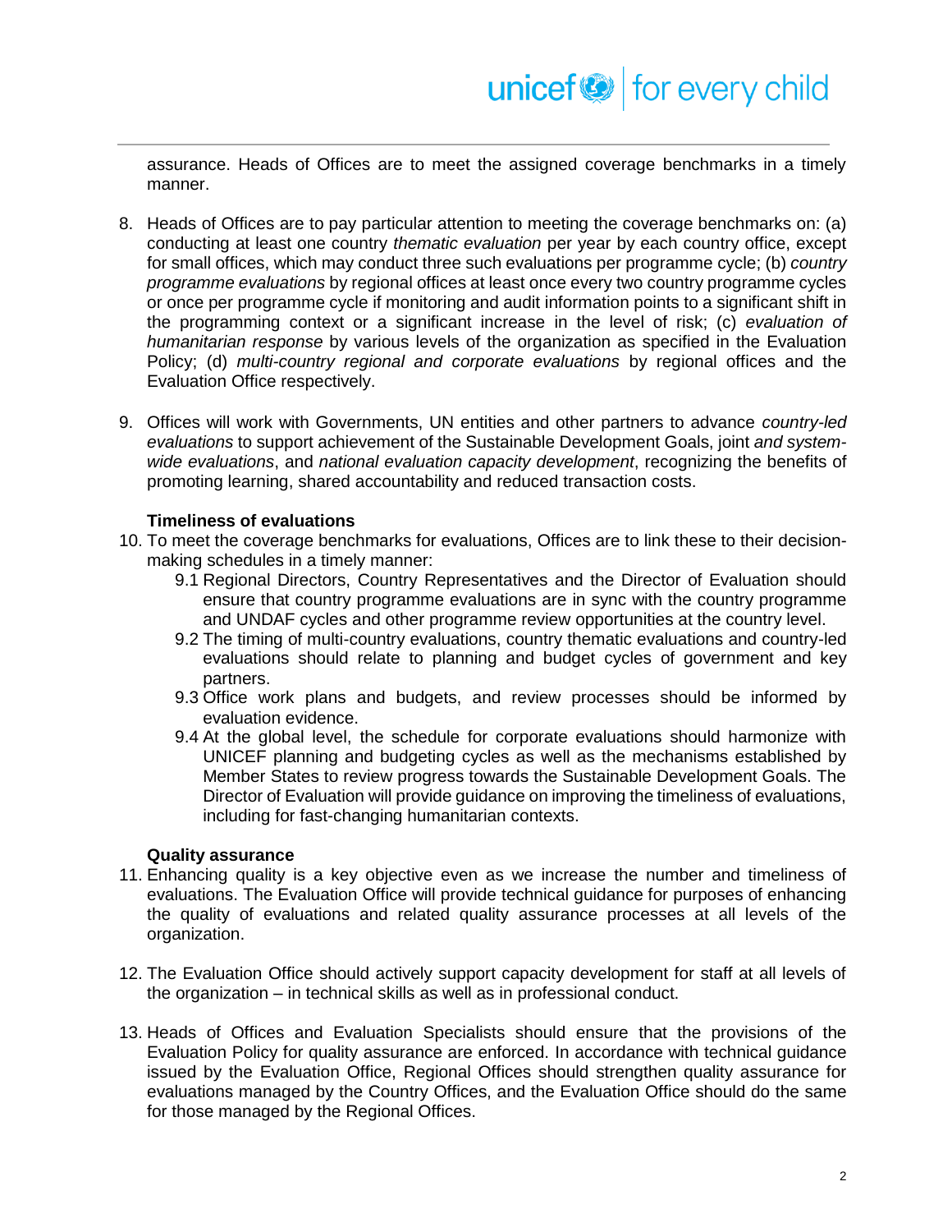assurance. Heads of Offices are to meet the assigned coverage benchmarks in a timely manner.

8. Heads of Offices are to pay particular attention to meeting the coverage benchmarks on: (a) conducting at least one country *thematic evaluation* per year by each country office, except for small offices, which may conduct three such evaluations per programme cycle; (b) *country programme evaluations* by regional offices at least once every two country programme cycles or once per programme cycle if monitoring and audit information points to a significant shift in the programming context or a significant increase in the level of risk; (c) *evaluation of humanitarian response* by various levels of the organization as specified in the Evaluation Policy; (d) *multi-country regional and corporate evaluations* by regional offices and the Evaluation Office respectively.

9. Offices will work with Governments, UN entities and other partners to advance *country-led evaluations* to support achievement of the Sustainable Development Goals, joint *and system-wide evaluations*, and *national evaluation capacity development*, recognizing the benefits of promoting learning, shared accountability and reduced transaction costs.

**Timeliness of evaluations**

10. To meet the coverage benchmarks for evaluations, Offices are to link these to their decision-making schedules in a timely manner:
    - 9.1 Regional Directors, Country Representatives and the Director of Evaluation should ensure that country programme evaluations are in sync with the country programme and UNDAF cycles and other programme review opportunities at the country level.
    - 9.2 The timing of multi-country evaluations, country thematic evaluations and country-led evaluations should relate to planning and budget cycles of government and key partners.
    - 9.3 Office work plans and budgets, and review processes should be informed by evaluation evidence.
    - 9.4 At the global level, the schedule for corporate evaluations should harmonize with UNICEF planning and budgeting cycles as well as the mechanisms established by Member States to review progress towards the Sustainable Development Goals. The Director of Evaluation will provide guidance on improving the timeliness of evaluations, including for fast-changing humanitarian contexts.

**Quality assurance**

11. Enhancing quality is a key objective even as we increase the number and timeliness of evaluations. The Evaluation Office will provide technical guidance for purposes of enhancing the quality of evaluations and related quality assurance processes at all levels of the organization.

12. The Evaluation Office should actively support capacity development for staff at all levels of the organization – in technical skills as well as in professional conduct.

13. Heads of Offices and Evaluation Specialists should ensure that the provisions of the Evaluation Policy for quality assurance are enforced. In accordance with technical guidance issued by the Evaluation Office, Regional Offices should strengthen quality assurance for evaluations managed by the Country Offices, and the Evaluation Office should do the same for those managed by the Regional Offices.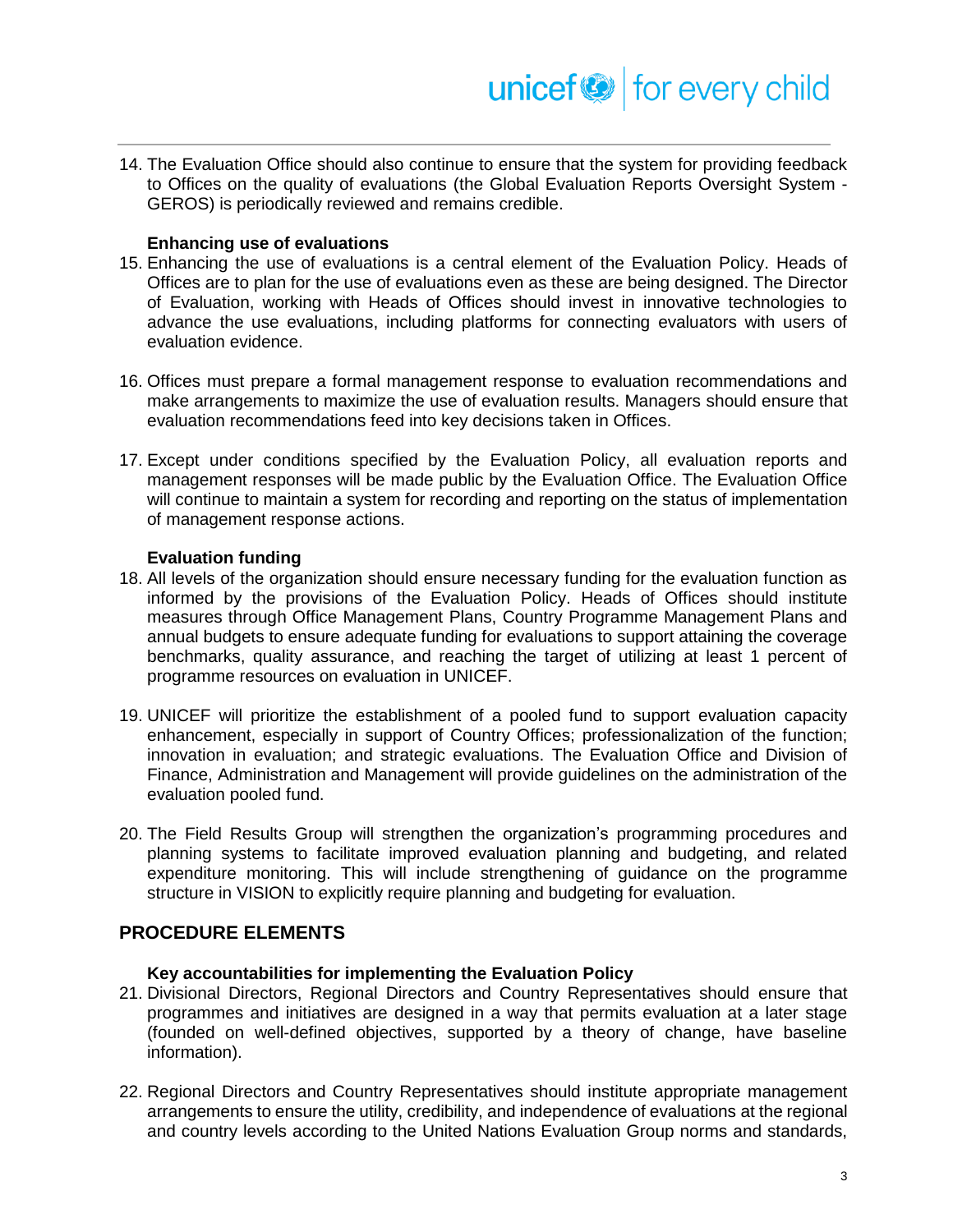14. The Evaluation Office should also continue to ensure that the system for providing feedback to Offices on the quality of evaluations (the Global Evaluation Reports Oversight System - GEROS) is periodically reviewed and remains credible.

**Enhancing use of evaluations**

15. Enhancing the use of evaluations is a central element of the Evaluation Policy. Heads of Offices are to plan for the use of evaluations even as these are being designed. The Director of Evaluation, working with Heads of Offices should invest in innovative technologies to advance the use evaluations, including platforms for connecting evaluators with users of evaluation evidence.

16. Offices must prepare a formal management response to evaluation recommendations and make arrangements to maximize the use of evaluation results. Managers should ensure that evaluation recommendations feed into key decisions taken in Offices.

17. Except under conditions specified by the Evaluation Policy, all evaluation reports and management responses will be made public by the Evaluation Office. The Evaluation Office will continue to maintain a system for recording and reporting on the status of implementation of management response actions.

**Evaluation funding**

18. All levels of the organization should ensure necessary funding for the evaluation function as informed by the provisions of the Evaluation Policy. Heads of Offices should institute measures through Office Management Plans, Country Programme Management Plans and annual budgets to ensure adequate funding for evaluations to support attaining the coverage benchmarks, quality assurance, and reaching the target of utilizing at least 1 percent of programme resources on evaluation in UNICEF.

19. UNICEF will prioritize the establishment of a pooled fund to support evaluation capacity enhancement, especially in support of Country Offices; professionalization of the function; innovation in evaluation; and strategic evaluations. The Evaluation Office and Division of Finance, Administration and Management will provide guidelines on the administration of the evaluation pooled fund.

20. The Field Results Group will strengthen the organization's programming procedures and planning systems to facilitate improved evaluation planning and budgeting, and related expenditure monitoring. This will include strengthening of guidance on the programme structure in VISION to explicitly require planning and budgeting for evaluation.

## PROCEDURE ELEMENTS

**Key accountabilities for implementing the Evaluation Policy**

21. Divisional Directors, Regional Directors and Country Representatives should ensure that programmes and initiatives are designed in a way that permits evaluation at a later stage (founded on well-defined objectives, supported by a theory of change, have baseline information).

22. Regional Directors and Country Representatives should institute appropriate management arrangements to ensure the utility, credibility, and independence of evaluations at the regional and country levels according to the United Nations Evaluation Group norms and standards,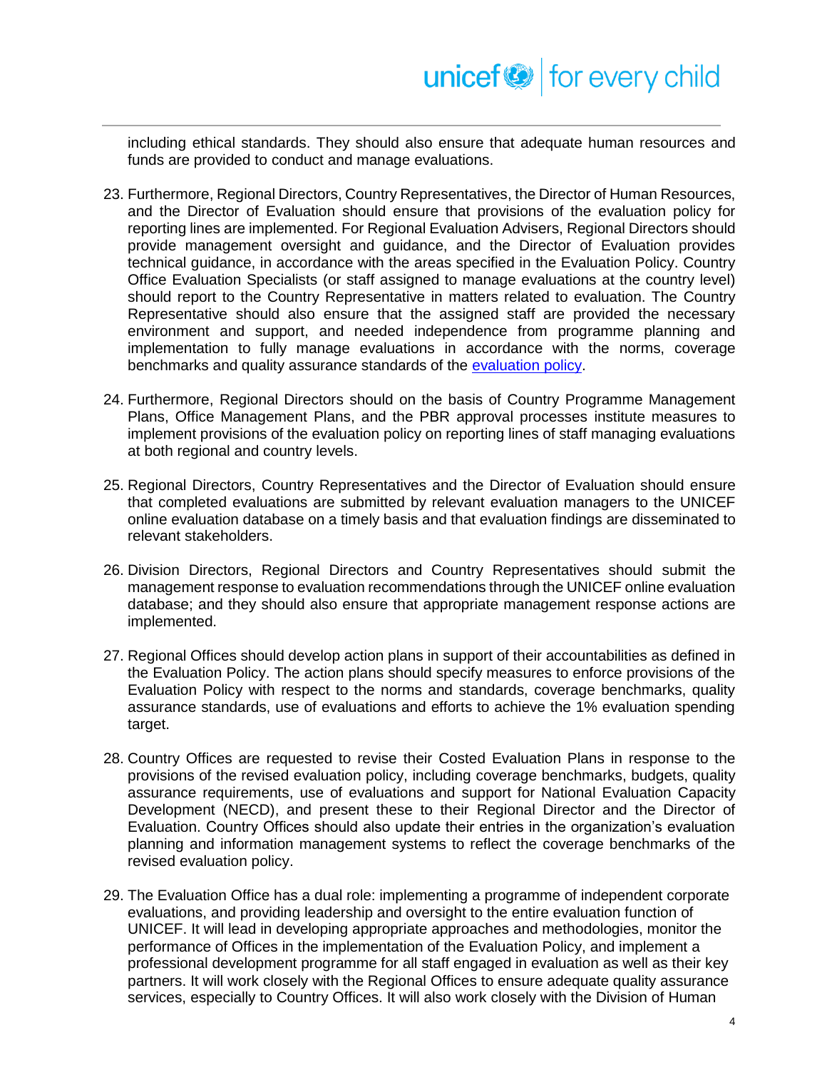including ethical standards. They should also ensure that adequate human resources and funds are provided to conduct and manage evaluations.

23. Furthermore, Regional Directors, Country Representatives, the Director of Human Resources, and the Director of Evaluation should ensure that provisions of the evaluation policy for reporting lines are implemented. For Regional Evaluation Advisers, Regional Directors should provide management oversight and guidance, and the Director of Evaluation provides technical guidance, in accordance with the areas specified in the Evaluation Policy. Country Office Evaluation Specialists (or staff assigned to manage evaluations at the country level) should report to the Country Representative in matters related to evaluation. The Country Representative should also ensure that the assigned staff are provided the necessary environment and support, and needed independence from programme planning and implementation to fully manage evaluations in accordance with the norms, coverage benchmarks and quality assurance standards of the [evaluation policy](evaluation policy).

24. Furthermore, Regional Directors should on the basis of Country Programme Management Plans, Office Management Plans, and the PBR approval processes institute measures to implement provisions of the evaluation policy on reporting lines of staff managing evaluations at both regional and country levels.

25. Regional Directors, Country Representatives and the Director of Evaluation should ensure that completed evaluations are submitted by relevant evaluation managers to the UNICEF online evaluation database on a timely basis and that evaluation findings are disseminated to relevant stakeholders.

26. Division Directors, Regional Directors and Country Representatives should submit the management response to evaluation recommendations through the UNICEF online evaluation database; and they should also ensure that appropriate management response actions are implemented.

27. Regional Offices should develop action plans in support of their accountabilities as defined in the Evaluation Policy. The action plans should specify measures to enforce provisions of the Evaluation Policy with respect to the norms and standards, coverage benchmarks, quality assurance standards, use of evaluations and efforts to achieve the 1% evaluation spending target.

28. Country Offices are requested to revise their Costed Evaluation Plans in response to the provisions of the revised evaluation policy, including coverage benchmarks, budgets, quality assurance requirements, use of evaluations and support for National Evaluation Capacity Development (NECD), and present these to their Regional Director and the Director of Evaluation. Country Offices should also update their entries in the organization's evaluation planning and information management systems to reflect the coverage benchmarks of the revised evaluation policy.

29. The Evaluation Office has a dual role: implementing a programme of independent corporate evaluations, and providing leadership and oversight to the entire evaluation function of UNICEF. It will lead in developing appropriate approaches and methodologies, monitor the performance of Offices in the implementation of the Evaluation Policy, and implement a professional development programme for all staff engaged in evaluation as well as their key partners. It will work closely with the Regional Offices to ensure adequate quality assurance services, especially to Country Offices. It will also work closely with the Division of Human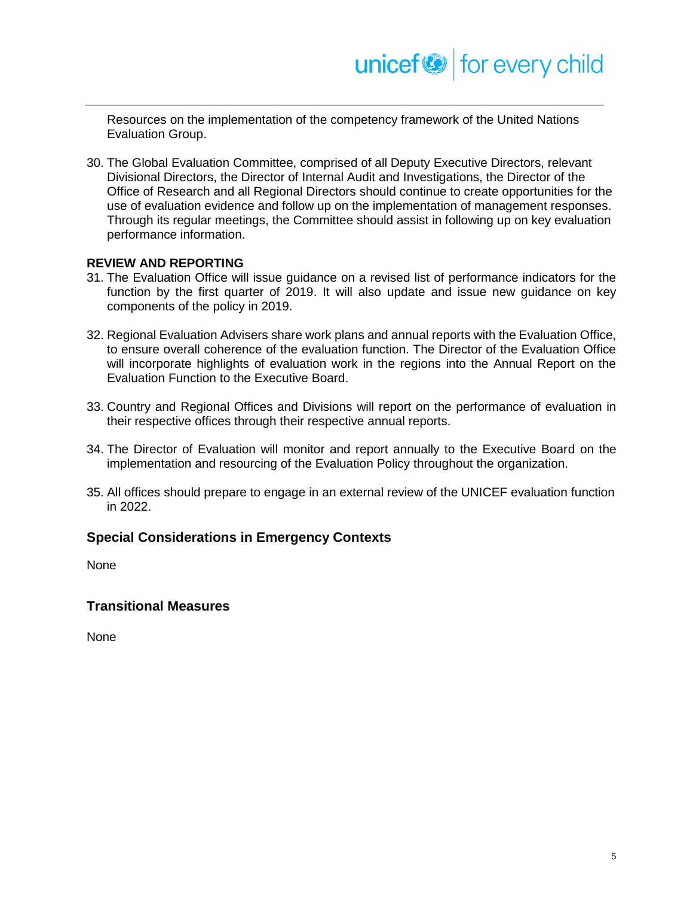Resources on the implementation of the competency framework of the United Nations Evaluation Group.

30. The Global Evaluation Committee, comprised of all Deputy Executive Directors, relevant Divisional Directors, the Director of Internal Audit and Investigations, the Director of the Office of Research and all Regional Directors should continue to create opportunities for the use of evaluation evidence and follow up on the implementation of management responses. Through its regular meetings, the Committee should assist in following up on key evaluation performance information.

**REVIEW AND REPORTING**

31. The Evaluation Office will issue guidance on a revised list of performance indicators for the function by the first quarter of 2019. It will also update and issue new guidance on key components of the policy in 2019.

32. Regional Evaluation Advisers share work plans and annual reports with the Evaluation Office, to ensure overall coherence of the evaluation function. The Director of the Evaluation Office will incorporate highlights of evaluation work in the regions into the Annual Report on the Evaluation Function to the Executive Board.

33. Country and Regional Offices and Divisions will report on the performance of evaluation in their respective offices through their respective annual reports.

34. The Director of Evaluation will monitor and report annually to the Executive Board on the implementation and resourcing of the Evaluation Policy throughout the organization.

35. All offices should prepare to engage in an external review of the UNICEF evaluation function in 2022.

## Special Considerations in Emergency Contexts

None

## Transitional Measures

None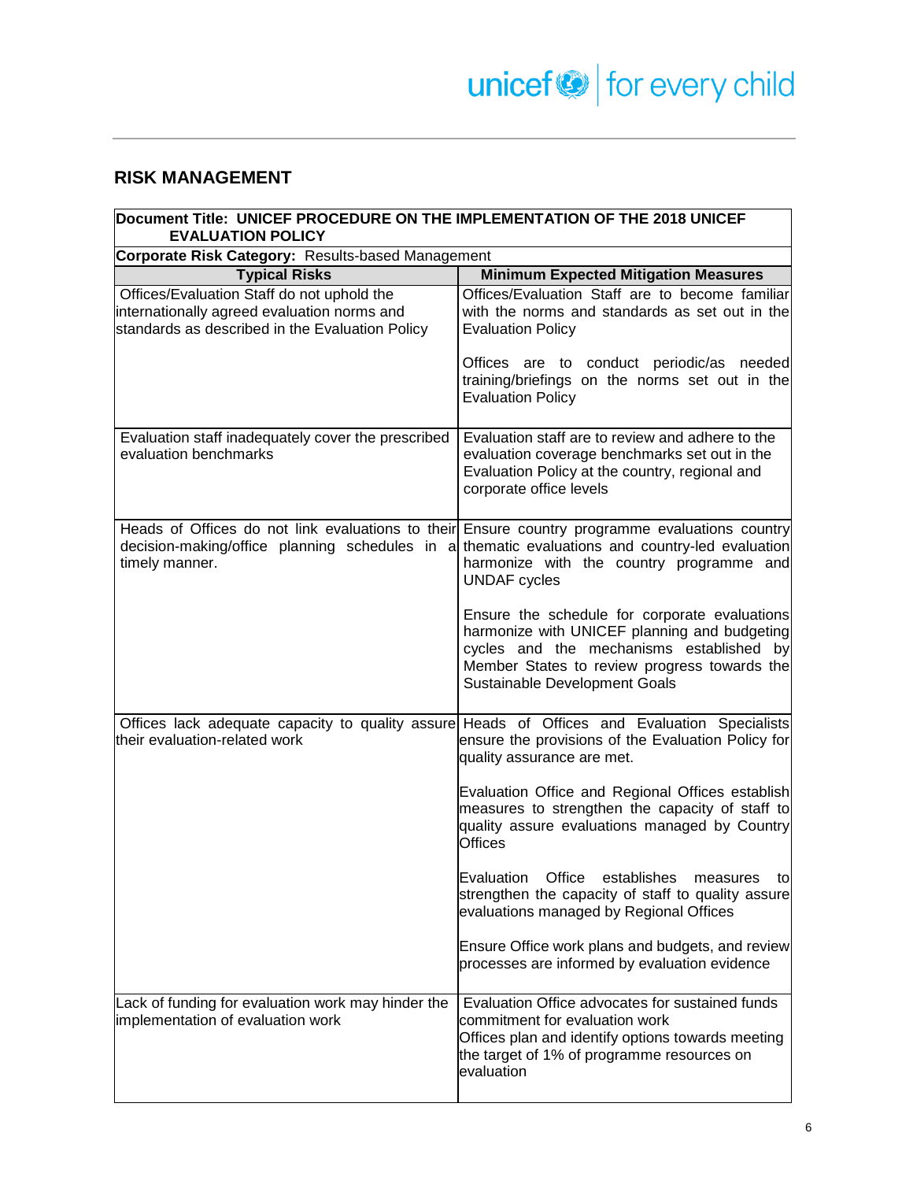## RISK MANAGEMENT

| Document Title: UNICEF PROCEDURE ON THE IMPLEMENTATION OF THE 2018 UNICEF EVALUATION POLICY | |
|---|---|
| **Corporate Risk Category:** Results-based Management | |
| **Typical Risks** | **Minimum Expected Mitigation Measures** |
| Offices/Evaluation Staff do not uphold the internationally agreed evaluation norms and standards as described in the Evaluation Policy | Offices/Evaluation Staff are to become familiar with the norms and standards as set out in the Evaluation Policy<br><br>Offices are to conduct periodic/as needed training/briefings on the norms set out in the Evaluation Policy |
| Evaluation staff inadequately cover the prescribed evaluation benchmarks | Evaluation staff are to review and adhere to the evaluation coverage benchmarks set out in the Evaluation Policy at the country, regional and corporate office levels |
| Heads of Offices do not link evaluations to their decision-making/office planning schedules in a timely manner. | Ensure country programme evaluations country thematic evaluations and country-led evaluation harmonize with the country programme and UNDAF cycles<br><br>Ensure the schedule for corporate evaluations harmonize with UNICEF planning and budgeting cycles and the mechanisms established by Member States to review progress towards the Sustainable Development Goals |
| Offices lack adequate capacity to quality assure their evaluation-related work | Heads of Offices and Evaluation Specialists ensure the provisions of the Evaluation Policy for quality assurance are met.<br><br>Evaluation Office and Regional Offices establish measures to strengthen the capacity of staff to quality assure evaluations managed by Country Offices<br><br>Evaluation Office establishes measures to strengthen the capacity of staff to quality assure evaluations managed by Regional Offices<br><br>Ensure Office work plans and budgets, and review processes are informed by evaluation evidence |
| Lack of funding for evaluation work may hinder the implementation of evaluation work | Evaluation Office advocates for sustained funds commitment for evaluation work<br>Offices plan and identify options towards meeting the target of 1% of programme resources on evaluation |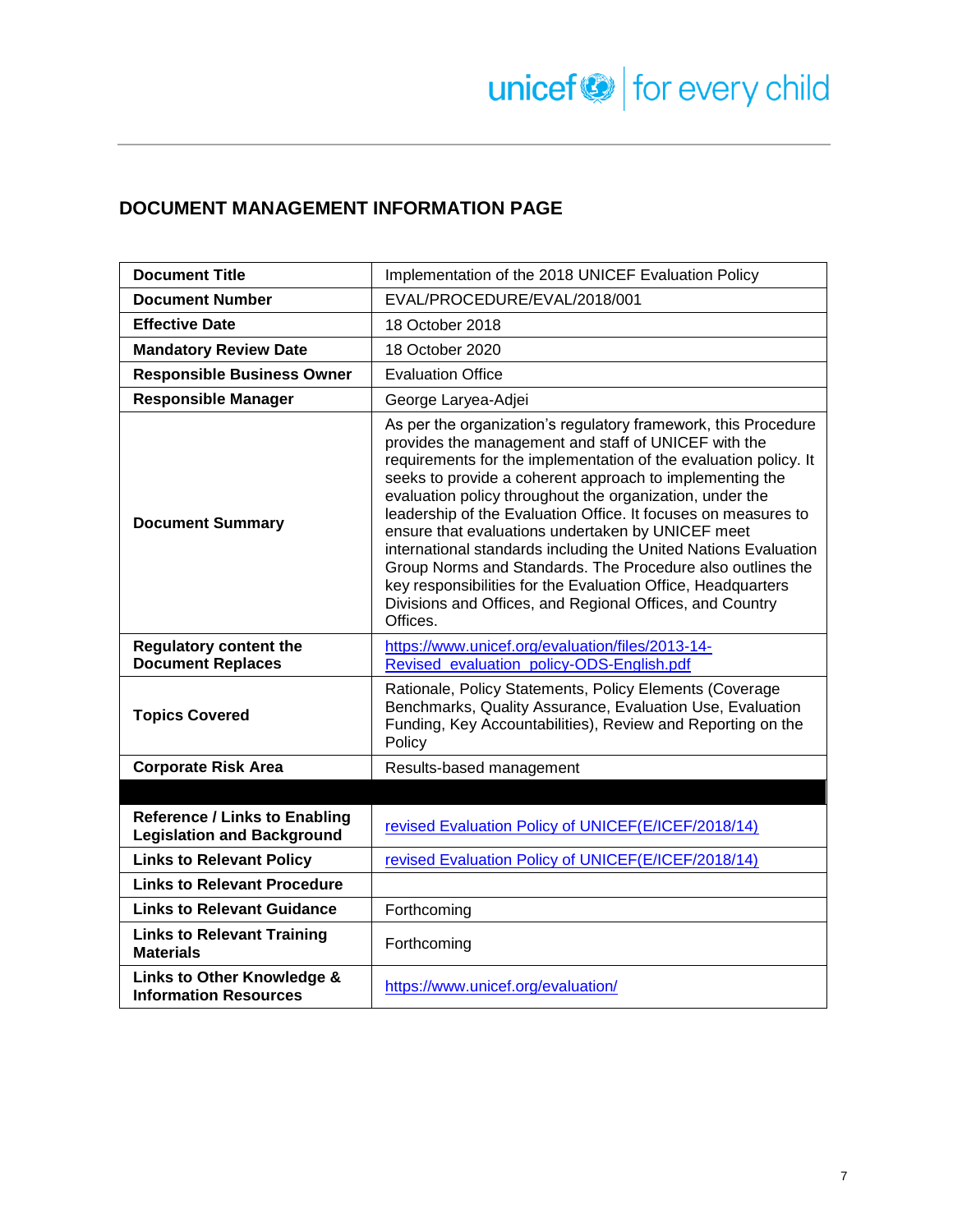## DOCUMENT MANAGEMENT INFORMATION PAGE

| | |
|---|---|
| **Document Title** | Implementation of the 2018 UNICEF Evaluation Policy |
| **Document Number** | EVAL/PROCEDURE/EVAL/2018/001 |
| **Effective Date** | 18 October 2018 |
| **Mandatory Review Date** | 18 October 2020 |
| **Responsible Business Owner** | Evaluation Office |
| **Responsible Manager** | George Laryea-Adjei |
| **Document Summary** | As per the organization's regulatory framework, this Procedure provides the management and staff of UNICEF with the requirements for the implementation of the evaluation policy. It seeks to provide a coherent approach to implementing the evaluation policy throughout the organization, under the leadership of the Evaluation Office. It focuses on measures to ensure that evaluations undertaken by UNICEF meet international standards including the United Nations Evaluation Group Norms and Standards. The Procedure also outlines the key responsibilities for the Evaluation Office, Headquarters Divisions and Offices, and Regional Offices, and Country Offices. |
| **Regulatory content the Document Replaces** | https://www.unicef.org/evaluation/files/2013-14-Revised_evaluation_policy-ODS-English.pdf |
| **Topics Covered** | Rationale, Policy Statements, Policy Elements (Coverage Benchmarks, Quality Assurance, Evaluation Use, Evaluation Funding, Key Accountabilities), Review and Reporting on the Policy |
| **Corporate Risk Area** | Results-based management |
| | |
| **Reference / Links to Enabling Legislation and Background** | revised Evaluation Policy of UNICEF(E/ICEF/2018/14) |
| **Links to Relevant Policy** | revised Evaluation Policy of UNICEF(E/ICEF/2018/14) |
| **Links to Relevant Procedure** | |
| **Links to Relevant Guidance** | Forthcoming |
| **Links to Relevant Training Materials** | Forthcoming |
| **Links to Other Knowledge & Information Resources** | https://www.unicef.org/evaluation/ |